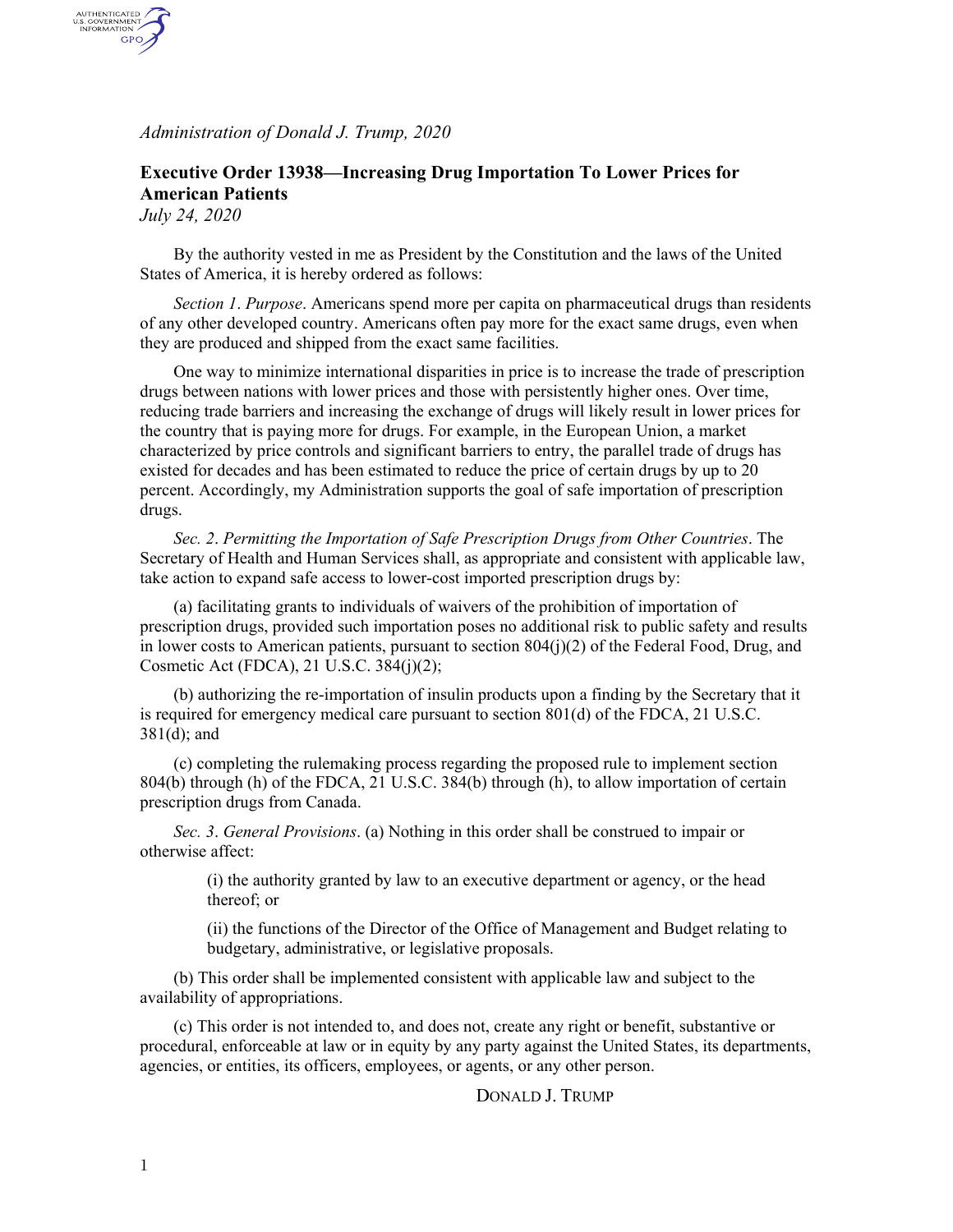*Administration of Donald J. Trump, 2020*

## Executive Order 13938—Increasing Drug Importation To Lower Prices for American Patients

*July 24, 2020*

By the authority vested in me as President by the Constitution and the laws of the United States of America, it is hereby ordered as follows:

*Section 1*. *Purpose*. Americans spend more per capita on pharmaceutical drugs than residents of any other developed country. Americans often pay more for the exact same drugs, even when they are produced and shipped from the exact same facilities.

One way to minimize international disparities in price is to increase the trade of prescription drugs between nations with lower prices and those with persistently higher ones. Over time, reducing trade barriers and increasing the exchange of drugs will likely result in lower prices for the country that is paying more for drugs. For example, in the European Union, a market characterized by price controls and significant barriers to entry, the parallel trade of drugs has existed for decades and has been estimated to reduce the price of certain drugs by up to 20 percent. Accordingly, my Administration supports the goal of safe importation of prescription drugs.

*Sec. 2*. *Permitting the Importation of Safe Prescription Drugs from Other Countries*. The Secretary of Health and Human Services shall, as appropriate and consistent with applicable law, take action to expand safe access to lower-cost imported prescription drugs by:

(a) facilitating grants to individuals of waivers of the prohibition of importation of prescription drugs, provided such importation poses no additional risk to public safety and results in lower costs to American patients, pursuant to section 804(j)(2) of the Federal Food, Drug, and Cosmetic Act (FDCA), 21 U.S.C. 384(j)(2);

(b) authorizing the re-importation of insulin products upon a finding by the Secretary that it is required for emergency medical care pursuant to section 801(d) of the FDCA, 21 U.S.C. 381(d); and

(c) completing the rulemaking process regarding the proposed rule to implement section 804(b) through (h) of the FDCA, 21 U.S.C. 384(b) through (h), to allow importation of certain prescription drugs from Canada.

*Sec. 3*. *General Provisions*. (a) Nothing in this order shall be construed to impair or otherwise affect:

(i) the authority granted by law to an executive department or agency, or the head thereof; or

(ii) the functions of the Director of the Office of Management and Budget relating to budgetary, administrative, or legislative proposals.

(b) This order shall be implemented consistent with applicable law and subject to the availability of appropriations.

(c) This order is not intended to, and does not, create any right or benefit, substantive or procedural, enforceable at law or in equity by any party against the United States, its departments, agencies, or entities, its officers, employees, or agents, or any other person.

DONALD J. TRUMP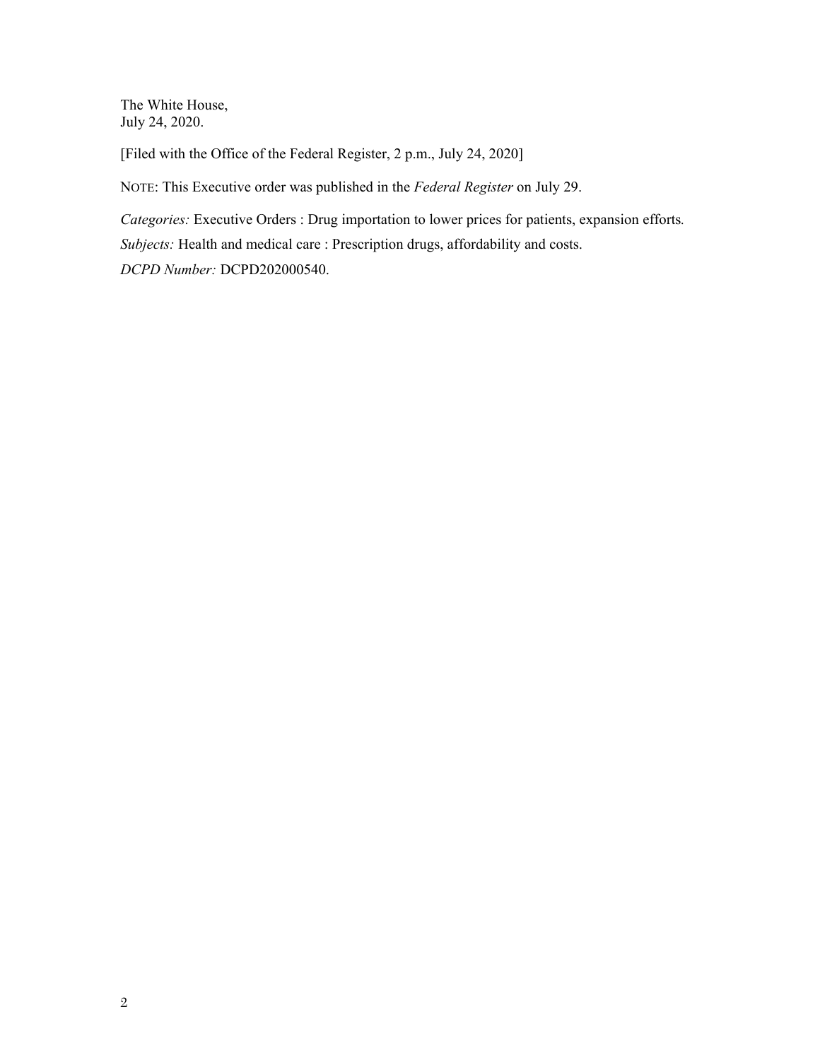The White House,
July 24, 2020.

[Filed with the Office of the Federal Register, 2 p.m., July 24, 2020]

NOTE: This Executive order was published in the *Federal Register* on July 29.

*Categories:* Executive Orders : Drug importation to lower prices for patients, expansion efforts.

*Subjects:* Health and medical care : Prescription drugs, affordability and costs.

*DCPD Number:* DCPD202000540.